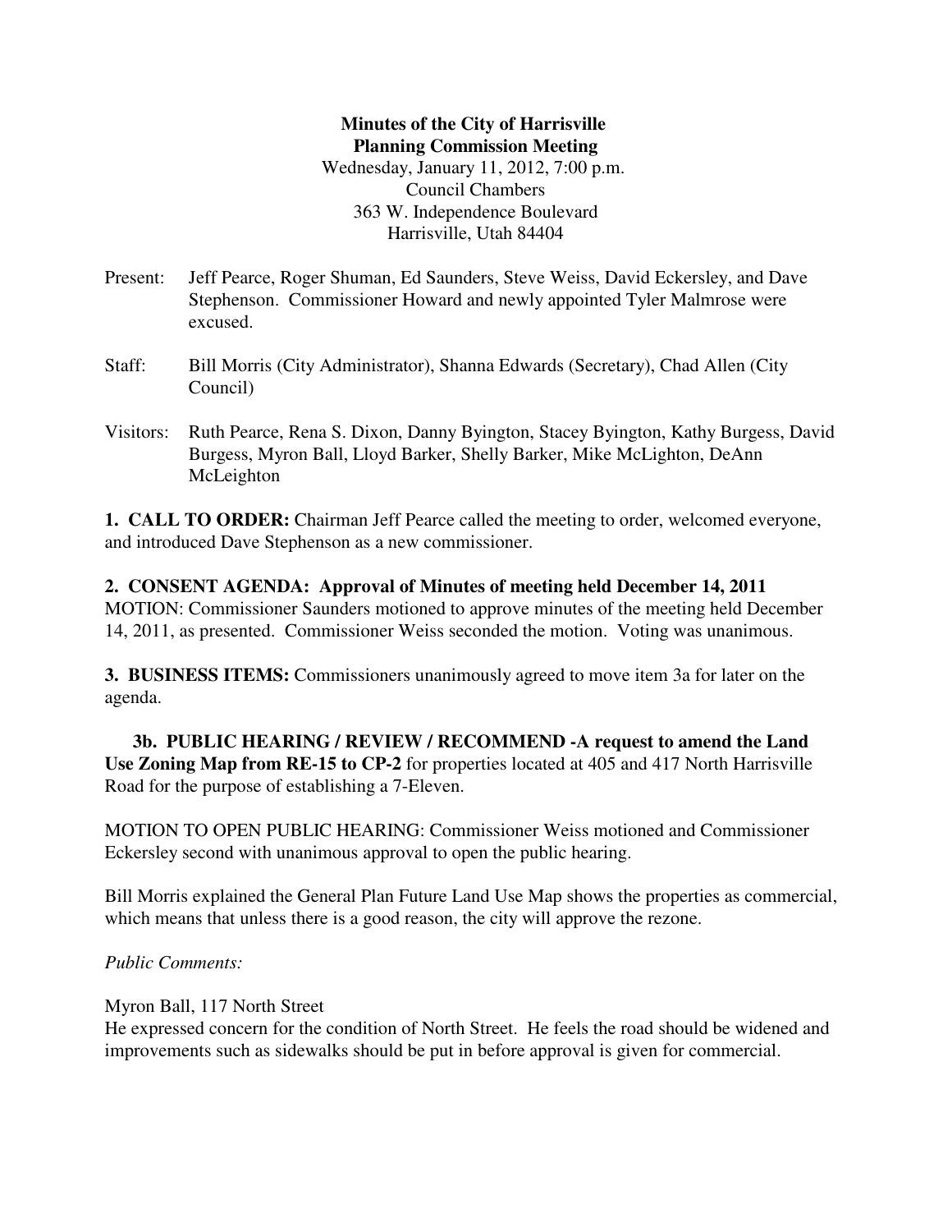**Minutes of the City of Harrisville**
**Planning Commission Meeting**
Wednesday, January 11, 2012, 7:00 p.m.
Council Chambers
363 W. Independence Boulevard
Harrisville, Utah 84404

Present: Jeff Pearce, Roger Shuman, Ed Saunders, Steve Weiss, David Eckersley, and Dave Stephenson. Commissioner Howard and newly appointed Tyler Malmrose were excused.

Staff: Bill Morris (City Administrator), Shanna Edwards (Secretary), Chad Allen (City Council)

Visitors: Ruth Pearce, Rena S. Dixon, Danny Byington, Stacey Byington, Kathy Burgess, David Burgess, Myron Ball, Lloyd Barker, Shelly Barker, Mike McLighton, DeAnn McLeighton

**1. CALL TO ORDER:** Chairman Jeff Pearce called the meeting to order, welcomed everyone, and introduced Dave Stephenson as a new commissioner.

**2. CONSENT AGENDA: Approval of Minutes of meeting held December 14, 2011**
MOTION: Commissioner Saunders motioned to approve minutes of the meeting held December 14, 2011, as presented. Commissioner Weiss seconded the motion. Voting was unanimous.

**3. BUSINESS ITEMS:** Commissioners unanimously agreed to move item 3a for later on the agenda.

**3b. PUBLIC HEARING / REVIEW / RECOMMEND -A request to amend the Land Use Zoning Map from RE-15 to CP-2** for properties located at 405 and 417 North Harrisville Road for the purpose of establishing a 7-Eleven.

MOTION TO OPEN PUBLIC HEARING: Commissioner Weiss motioned and Commissioner Eckersley second with unanimous approval to open the public hearing.

Bill Morris explained the General Plan Future Land Use Map shows the properties as commercial, which means that unless there is a good reason, the city will approve the rezone.

*Public Comments:*

Myron Ball, 117 North Street
He expressed concern for the condition of North Street. He feels the road should be widened and improvements such as sidewalks should be put in before approval is given for commercial.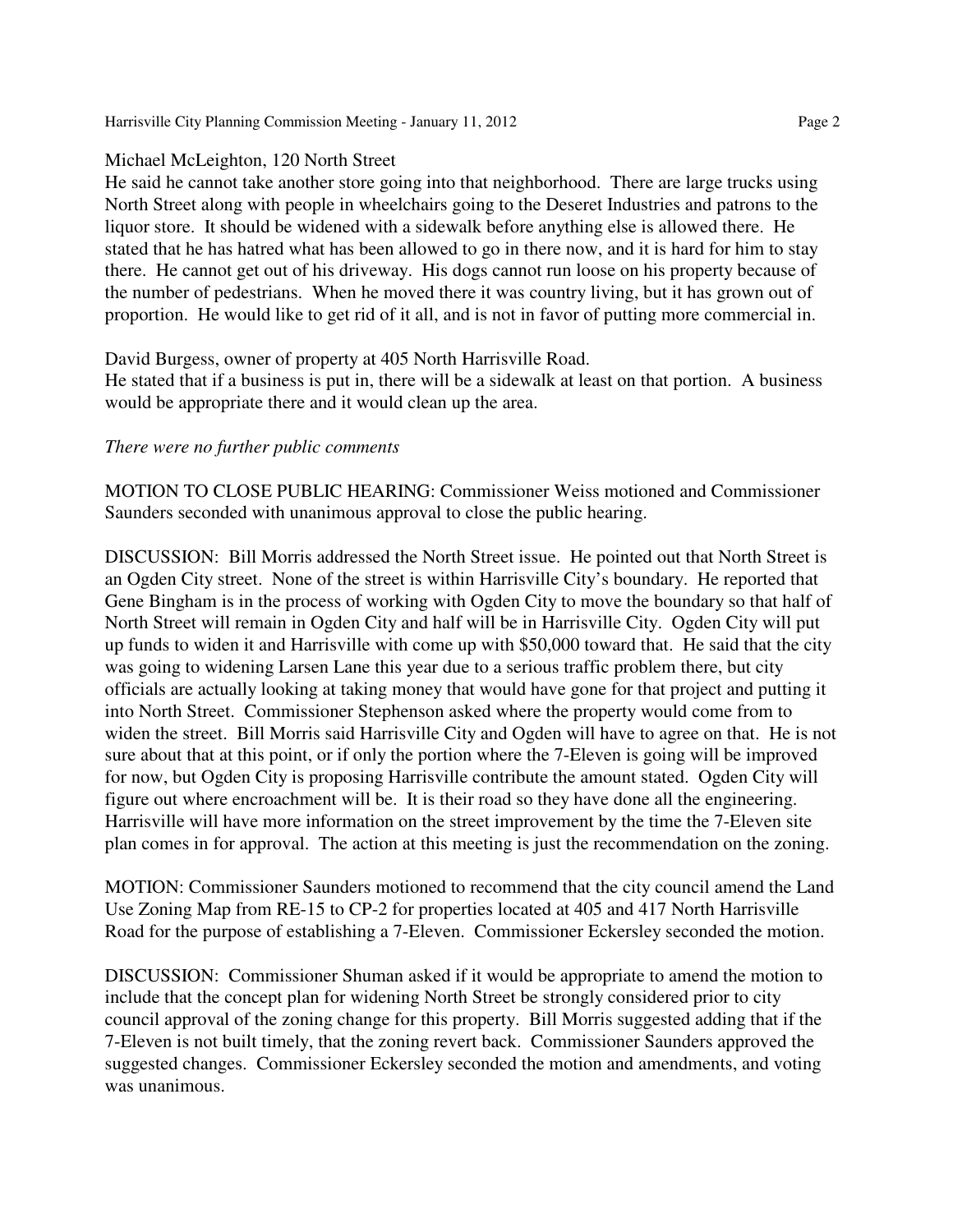Michael McLeighton, 120 North Street
He said he cannot take another store going into that neighborhood. There are large trucks using North Street along with people in wheelchairs going to the Deseret Industries and patrons to the liquor store. It should be widened with a sidewalk before anything else is allowed there. He stated that he has hatred what has been allowed to go in there now, and it is hard for him to stay there. He cannot get out of his driveway. His dogs cannot run loose on his property because of the number of pedestrians. When he moved there it was country living, but it has grown out of proportion. He would like to get rid of it all, and is not in favor of putting more commercial in.

David Burgess, owner of property at 405 North Harrisville Road.
He stated that if a business is put in, there will be a sidewalk at least on that portion. A business would be appropriate there and it would clean up the area.

*There were no further public comments*

MOTION TO CLOSE PUBLIC HEARING: Commissioner Weiss motioned and Commissioner Saunders seconded with unanimous approval to close the public hearing.

DISCUSSION: Bill Morris addressed the North Street issue. He pointed out that North Street is an Ogden City street. None of the street is within Harrisville City's boundary. He reported that Gene Bingham is in the process of working with Ogden City to move the boundary so that half of North Street will remain in Ogden City and half will be in Harrisville City. Ogden City will put up funds to widen it and Harrisville with come up with $50,000 toward that. He said that the city was going to widening Larsen Lane this year due to a serious traffic problem there, but city officials are actually looking at taking money that would have gone for that project and putting it into North Street. Commissioner Stephenson asked where the property would come from to widen the street. Bill Morris said Harrisville City and Ogden will have to agree on that. He is not sure about that at this point, or if only the portion where the 7-Eleven is going will be improved for now, but Ogden City is proposing Harrisville contribute the amount stated. Ogden City will figure out where encroachment will be. It is their road so they have done all the engineering. Harrisville will have more information on the street improvement by the time the 7-Eleven site plan comes in for approval. The action at this meeting is just the recommendation on the zoning.

MOTION: Commissioner Saunders motioned to recommend that the city council amend the Land Use Zoning Map from RE-15 to CP-2 for properties located at 405 and 417 North Harrisville Road for the purpose of establishing a 7-Eleven. Commissioner Eckersley seconded the motion.

DISCUSSION: Commissioner Shuman asked if it would be appropriate to amend the motion to include that the concept plan for widening North Street be strongly considered prior to city council approval of the zoning change for this property. Bill Morris suggested adding that if the 7-Eleven is not built timely, that the zoning revert back. Commissioner Saunders approved the suggested changes. Commissioner Eckersley seconded the motion and amendments, and voting was unanimous.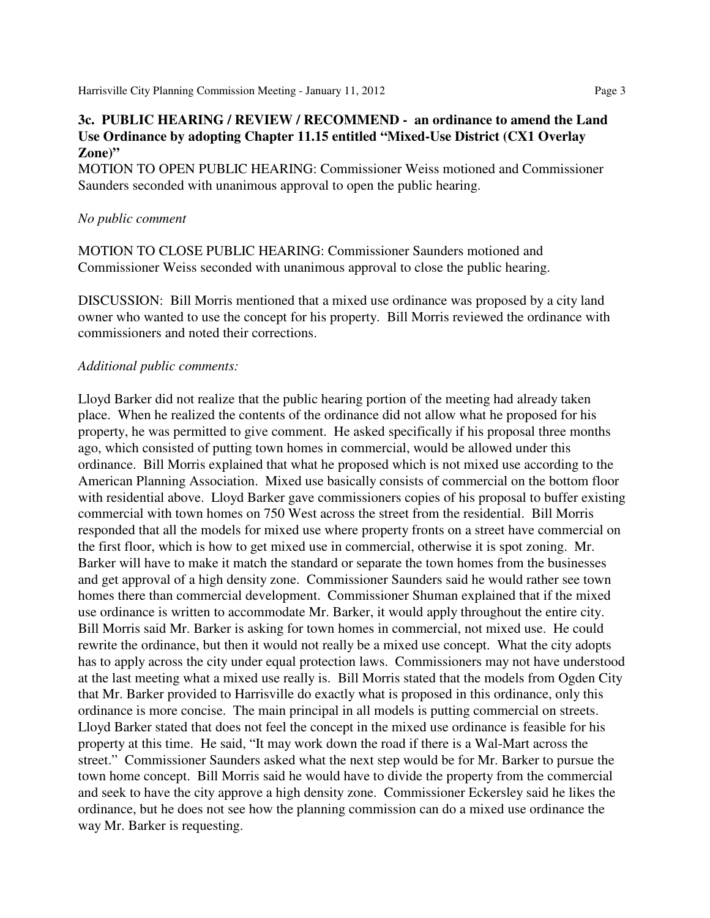**3c. PUBLIC HEARING / REVIEW / RECOMMEND - an ordinance to amend the Land Use Ordinance by adopting Chapter 11.15 entitled "Mixed-Use District (CX1 Overlay Zone)"**

MOTION TO OPEN PUBLIC HEARING: Commissioner Weiss motioned and Commissioner Saunders seconded with unanimous approval to open the public hearing.

*No public comment*

MOTION TO CLOSE PUBLIC HEARING: Commissioner Saunders motioned and Commissioner Weiss seconded with unanimous approval to close the public hearing.

DISCUSSION: Bill Morris mentioned that a mixed use ordinance was proposed by a city land owner who wanted to use the concept for his property. Bill Morris reviewed the ordinance with commissioners and noted their corrections.

*Additional public comments:*

Lloyd Barker did not realize that the public hearing portion of the meeting had already taken place. When he realized the contents of the ordinance did not allow what he proposed for his property, he was permitted to give comment. He asked specifically if his proposal three months ago, which consisted of putting town homes in commercial, would be allowed under this ordinance. Bill Morris explained that what he proposed which is not mixed use according to the American Planning Association. Mixed use basically consists of commercial on the bottom floor with residential above. Lloyd Barker gave commissioners copies of his proposal to buffer existing commercial with town homes on 750 West across the street from the residential. Bill Morris responded that all the models for mixed use where property fronts on a street have commercial on the first floor, which is how to get mixed use in commercial, otherwise it is spot zoning. Mr. Barker will have to make it match the standard or separate the town homes from the businesses and get approval of a high density zone. Commissioner Saunders said he would rather see town homes there than commercial development. Commissioner Shuman explained that if the mixed use ordinance is written to accommodate Mr. Barker, it would apply throughout the entire city. Bill Morris said Mr. Barker is asking for town homes in commercial, not mixed use. He could rewrite the ordinance, but then it would not really be a mixed use concept. What the city adopts has to apply across the city under equal protection laws. Commissioners may not have understood at the last meeting what a mixed use really is. Bill Morris stated that the models from Ogden City that Mr. Barker provided to Harrisville do exactly what is proposed in this ordinance, only this ordinance is more concise. The main principal in all models is putting commercial on streets. Lloyd Barker stated that does not feel the concept in the mixed use ordinance is feasible for his property at this time. He said, "It may work down the road if there is a Wal-Mart across the street." Commissioner Saunders asked what the next step would be for Mr. Barker to pursue the town home concept. Bill Morris said he would have to divide the property from the commercial and seek to have the city approve a high density zone. Commissioner Eckersley said he likes the ordinance, but he does not see how the planning commission can do a mixed use ordinance the way Mr. Barker is requesting.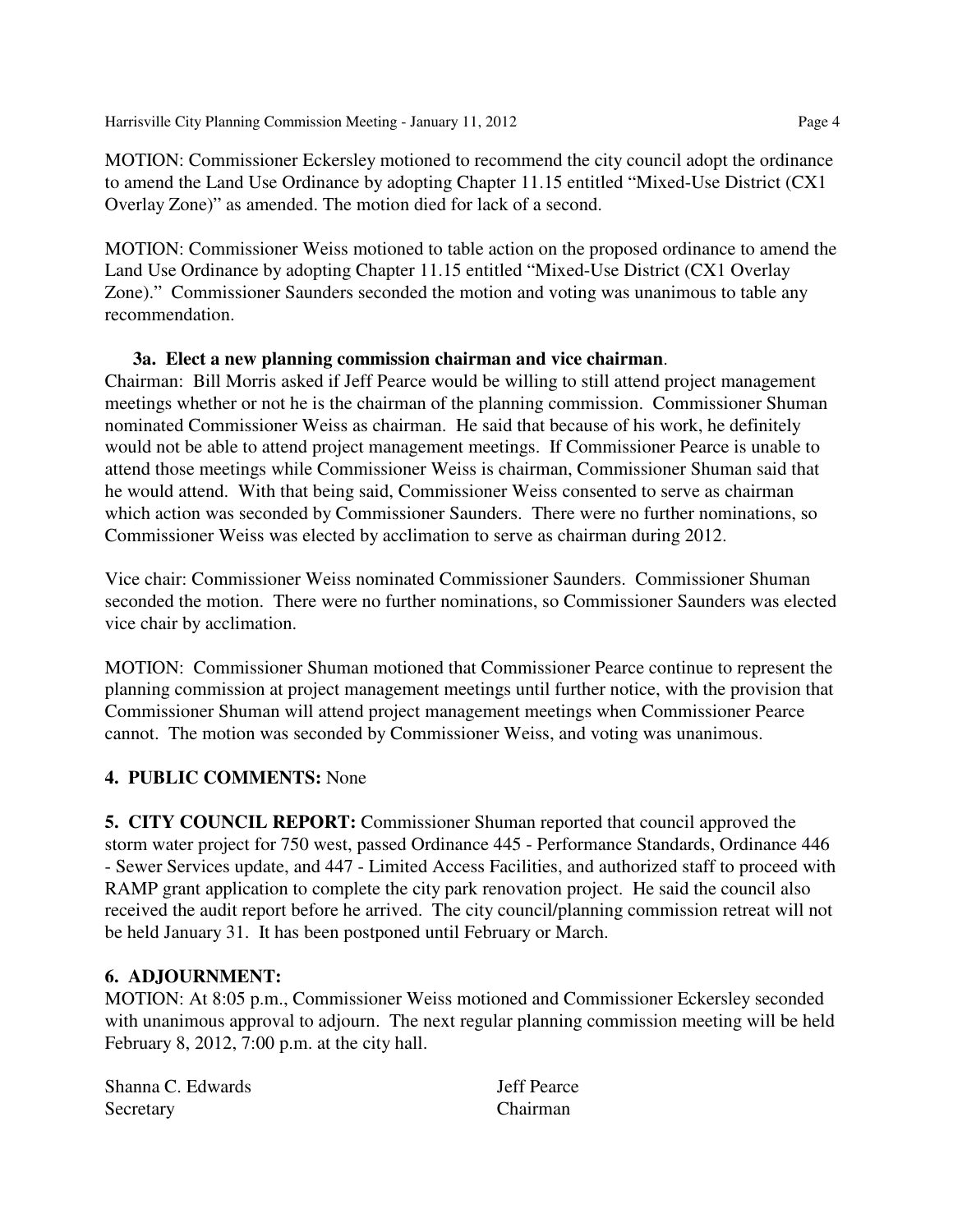MOTION: Commissioner Eckersley motioned to recommend the city council adopt the ordinance to amend the Land Use Ordinance by adopting Chapter 11.15 entitled "Mixed-Use District (CX1 Overlay Zone)" as amended. The motion died for lack of a second.

MOTION: Commissioner Weiss motioned to table action on the proposed ordinance to amend the Land Use Ordinance by adopting Chapter 11.15 entitled "Mixed-Use District (CX1 Overlay Zone)." Commissioner Saunders seconded the motion and voting was unanimous to table any recommendation.

**3a. Elect a new planning commission chairman and vice chairman**.

Chairman: Bill Morris asked if Jeff Pearce would be willing to still attend project management meetings whether or not he is the chairman of the planning commission. Commissioner Shuman nominated Commissioner Weiss as chairman. He said that because of his work, he definitely would not be able to attend project management meetings. If Commissioner Pearce is unable to attend those meetings while Commissioner Weiss is chairman, Commissioner Shuman said that he would attend. With that being said, Commissioner Weiss consented to serve as chairman which action was seconded by Commissioner Saunders. There were no further nominations, so Commissioner Weiss was elected by acclimation to serve as chairman during 2012.

Vice chair: Commissioner Weiss nominated Commissioner Saunders. Commissioner Shuman seconded the motion. There were no further nominations, so Commissioner Saunders was elected vice chair by acclimation.

MOTION: Commissioner Shuman motioned that Commissioner Pearce continue to represent the planning commission at project management meetings until further notice, with the provision that Commissioner Shuman will attend project management meetings when Commissioner Pearce cannot. The motion was seconded by Commissioner Weiss, and voting was unanimous.

**4. PUBLIC COMMENTS:** None

**5. CITY COUNCIL REPORT:** Commissioner Shuman reported that council approved the storm water project for 750 west, passed Ordinance 445 - Performance Standards, Ordinance 446 - Sewer Services update, and 447 - Limited Access Facilities, and authorized staff to proceed with RAMP grant application to complete the city park renovation project. He said the council also received the audit report before he arrived. The city council/planning commission retreat will not be held January 31. It has been postponed until February or March.

**6. ADJOURNMENT:**

MOTION: At 8:05 p.m., Commissioner Weiss motioned and Commissioner Eckersley seconded with unanimous approval to adjourn. The next regular planning commission meeting will be held February 8, 2012, 7:00 p.m. at the city hall.

Shanna C. Edwards
Secretary

Jeff Pearce
Chairman